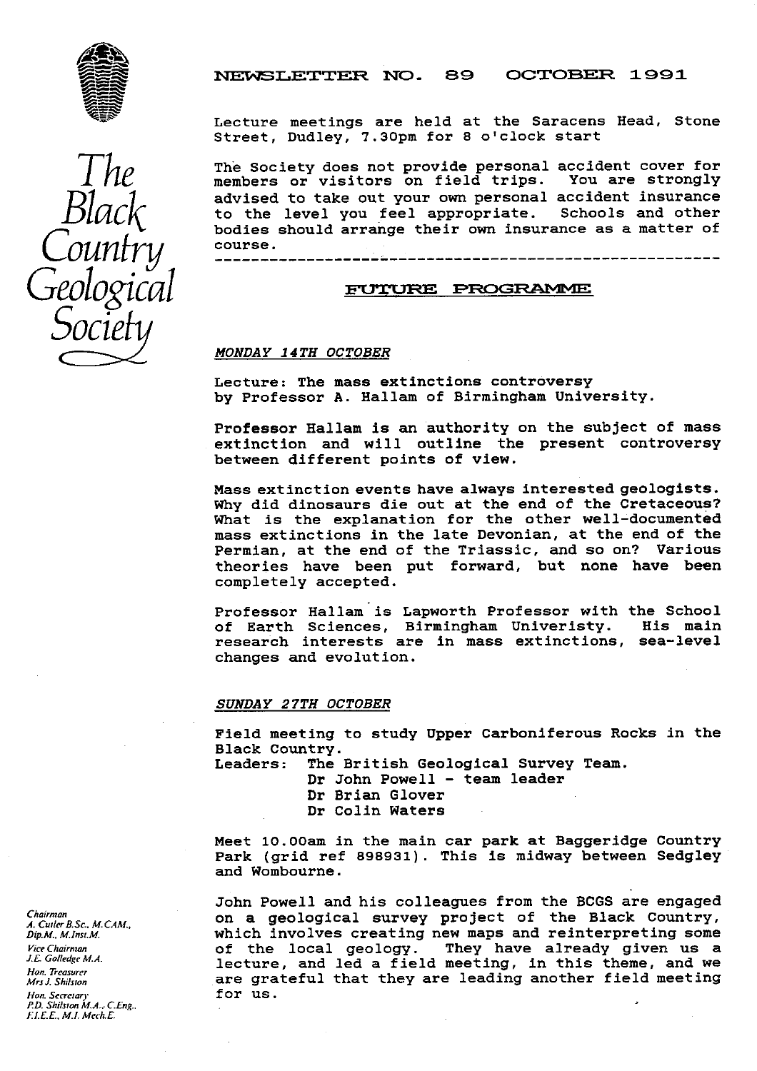# The Black Country Geological Society

## NEWSLETTER NO. 89 OCTOBER 1991

Lecture meetings are held at the Saracens Head, Stone Street, Dudley, 7.30pm for 8 o'clock start

The Society does not provide personal accident cover for members or visitors on field trips. You are strongly advised to take out your own personal accident insurance to the level you feel appropriate. Schools and other bodies should arrange their own insurance as a matter of course.

---

## FUTURE PROGRAMME

*MONDAY 14TH OCTOBER*

Lecture: The mass extinctions controversy by Professor A. Hallam of Birmingham University.

Professor Hallam is an authority on the subject of mass extinction and will outline the present controversy between different points of view.

Mass extinction events have always interested geologists. Why did dinosaurs die out at the end of the Cretaceous? What is the explanation for the other well-documented mass extinctions in the late Devonian, at the end of the Permian, at the end of the Triassic, and so on? Various theories have been put forward, but none have been completely accepted.

Professor Hallam is Lapworth Professor with the School of Earth Sciences, Birmingham Univeristy. His main research interests are in mass extinctions, sea-level changes and evolution.

*SUNDAY 27TH OCTOBER*

Field meeting to study Upper Carboniferous Rocks in the Black Country.

Leaders: The British Geological Survey Team.
- Dr John Powell - team leader
- Dr Brian Glover
- Dr Colin Waters

Meet 10.00am in the main car park at Baggeridge Country Park (grid ref 898931). This is midway between Sedgley and Wombourne.

John Powell and his colleagues from the BCGS are engaged on a geological survey project of the Black Country, which involves creating new maps and reinterpreting some of the local geology. They have already given us a lecture, and led a field meeting, in this theme, and we are grateful that they are leading another field meeting for us.

Chairman
A. Cutler B.Sc., M.CAM., Dip.M., M.Inst.M.
Vice Chairman
J.E. Golledge M.A.
Hon. Treasurer
Mrs J. Shilston
Hon. Secretary
P.D. Shilston M.A., C.Eng., F.I.E.E., M.I. Mech.E.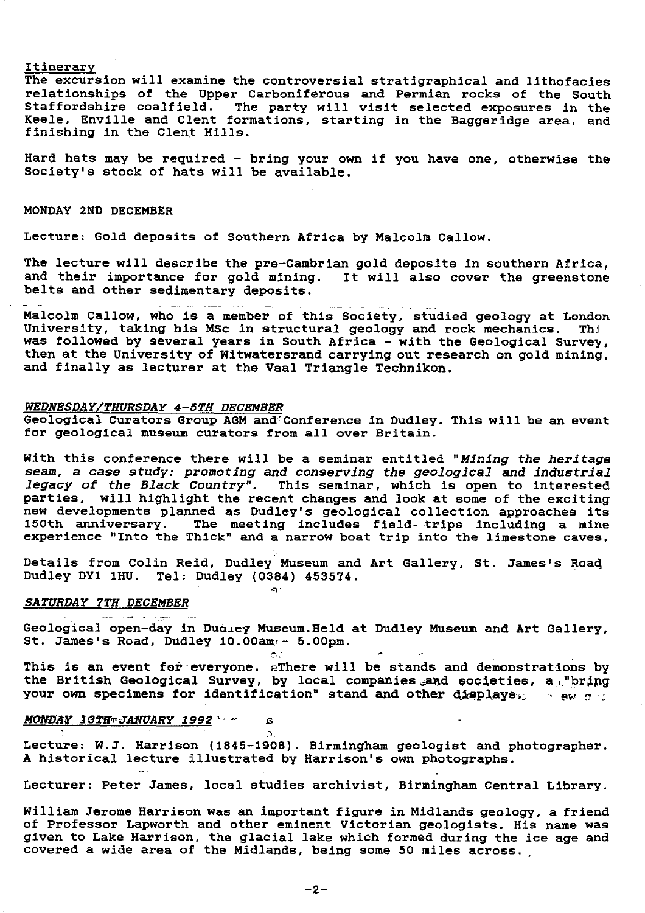Itinerary

The excursion will examine the controversial stratigraphical and lithofacies relationships of the Upper Carboniferous and Permian rocks of the South Staffordshire coalfield. The party will visit selected exposures in the Keele, Enville and Clent formations, starting in the Baggeridge area, and finishing in the Clent Hills.

Hard hats may be required - bring your own if you have one, otherwise the Society's stock of hats will be available.

MONDAY 2ND DECEMBER

Lecture: Gold deposits of Southern Africa by Malcolm Callow.

The lecture will describe the pre-Cambrian gold deposits in southern Africa, and their importance for gold mining. It will also cover the greenstone belts and other sedimentary deposits.

Malcolm Callow, who is a member of this Society, studied geology at London University, taking his MSc in structural geology and rock mechanics. Thi was followed by several years in South Africa - with the Geological Survey, then at the University of Witwatersrand carrying out research on gold mining, and finally as lecturer at the Vaal Triangle Technikon.

*WEDNESDAY/THURSDAY 4-5TH DECEMBER*

Geological Curators Group AGM and Conference in Dudley. This will be an event for geological museum curators from all over Britain.

With this conference there will be a seminar entitled "*Mining the heritage seam, a case study: promoting and conserving the geological and industrial legacy of the Black Country*". This seminar, which is open to interested parties, will highlight the recent changes and look at some of the exciting new developments planned as Dudley's geological collection approaches its 150th anniversary. The meeting includes field-trips including a mine experience "Into the Thick" and a narrow boat trip into the limestone caves.

Details from Colin Reid, Dudley Museum and Art Gallery, St. James's Road Dudley DY1 1HU. Tel: Dudley (0384) 453574.

*SATURDAY 7TH DECEMBER*

Geological open-day in Dudley Museum.Held at Dudley Museum and Art Gallery, St. James's Road, Dudley 10.00am - 5.00pm.

This is an event for everyone. There will be stands and demonstrations by the British Geological Survey, by local companies and societies, a "bring your own specimens for identification" stand and other displays.

*MONDAY 13TH JANUARY 1992*

Lecture: W.J. Harrison (1845-1908). Birmingham geologist and photographer. A historical lecture illustrated by Harrison's own photographs.

Lecturer: Peter James, local studies archivist, Birmingham Central Library.

William Jerome Harrison was an important figure in Midlands geology, a friend of Professor Lapworth and other eminent Victorian geologists. His name was given to Lake Harrison, the glacial lake which formed during the ice age and covered a wide area of the Midlands, being some 50 miles across.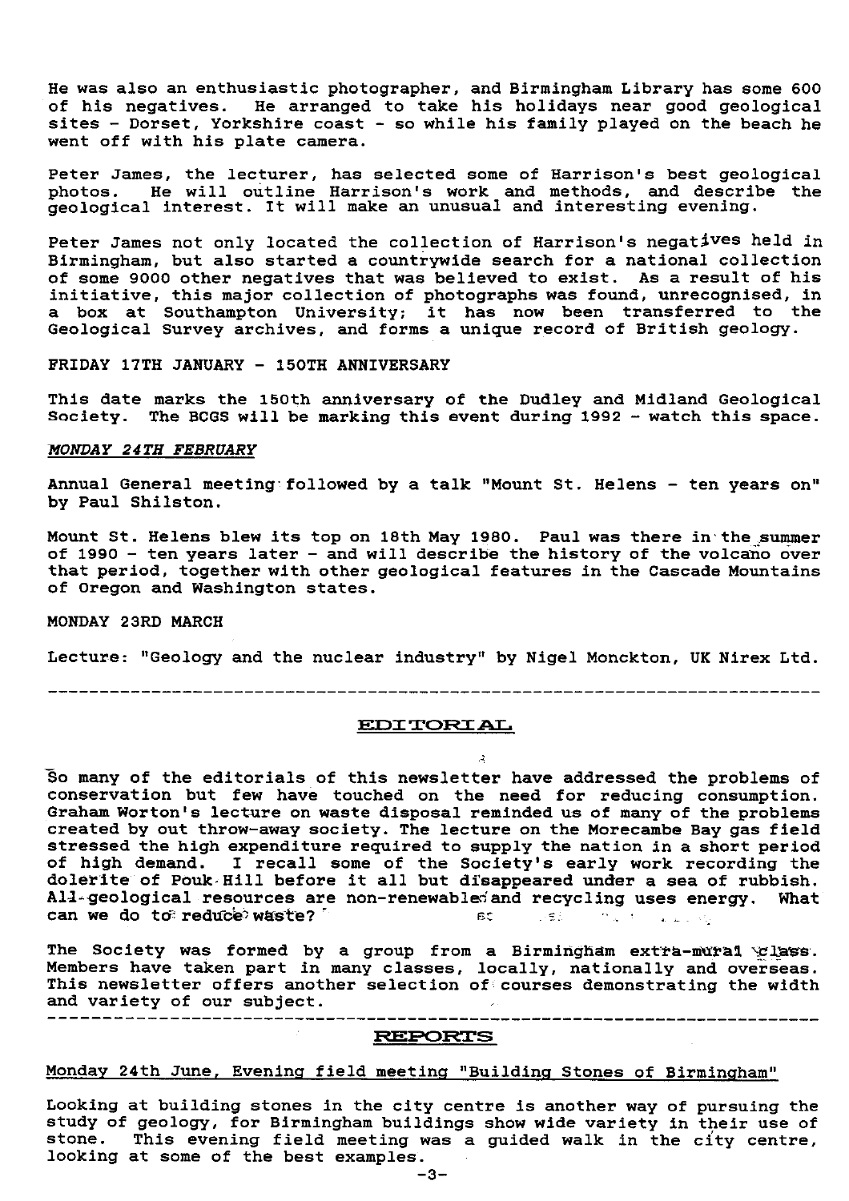He was also an enthusiastic photographer, and Birmingham Library has some 600 of his negatives. He arranged to take his holidays near good geological sites - Dorset, Yorkshire coast - so while his family played on the beach he went off with his plate camera.

Peter James, the lecturer, has selected some of Harrison's best geological photos. He will outline Harrison's work and methods, and describe the geological interest. It will make an unusual and interesting evening.

Peter James not only located the collection of Harrison's negatives held in Birmingham, but also started a countrywide search for a national collection of some 9000 other negatives that was believed to exist. As a result of his initiative, this major collection of photographs was found, unrecognised, in a box at Southampton University; it has now been transferred to the Geological Survey archives, and forms a unique record of British geology.

FRIDAY 17TH JANUARY - 150TH ANNIVERSARY

This date marks the 150th anniversary of the Dudley and Midland Geological Society. The BCGS will be marking this event during 1992 - watch this space.

*MONDAY 24TH FEBRUARY*

Annual General meeting followed by a talk "Mount St. Helens - ten years on" by Paul Shilston.

Mount St. Helens blew its top on 18th May 1980. Paul was there in the summer of 1990 - ten years later - and will describe the history of the volcano over that period, together with other geological features in the Cascade Mountains of Oregon and Washington states.

MONDAY 23RD MARCH

Lecture: "Geology and the nuclear industry" by Nigel Monckton, UK Nirex Ltd.

---

## EDITORIAL

So many of the editorials of this newsletter have addressed the problems of conservation but few have touched on the need for reducing consumption. Graham Worton's lecture on waste disposal reminded us of many of the problems created by out throw-away society. The lecture on the Morecambe Bay gas field stressed the high expenditure required to supply the nation in a short period of high demand. I recall some of the Society's early work recording the dolerite of Pouk Hill before it all but disappeared under a sea of rubbish. All geological resources are non-renewable and recycling uses energy. What can we do to reduce waste?

The Society was formed by a group from a Birmingham extra-mural class. Members have taken part in many classes, locally, nationally and overseas. This newsletter offers another selection of courses demonstrating the width and variety of our subject.

---

## REPORTS

Monday 24th June, Evening field meeting "Building Stones of Birmingham"

Looking at building stones in the city centre is another way of pursuing the study of geology, for Birmingham buildings show wide variety in their use of stone. This evening field meeting was a guided walk in the city centre, looking at some of the best examples.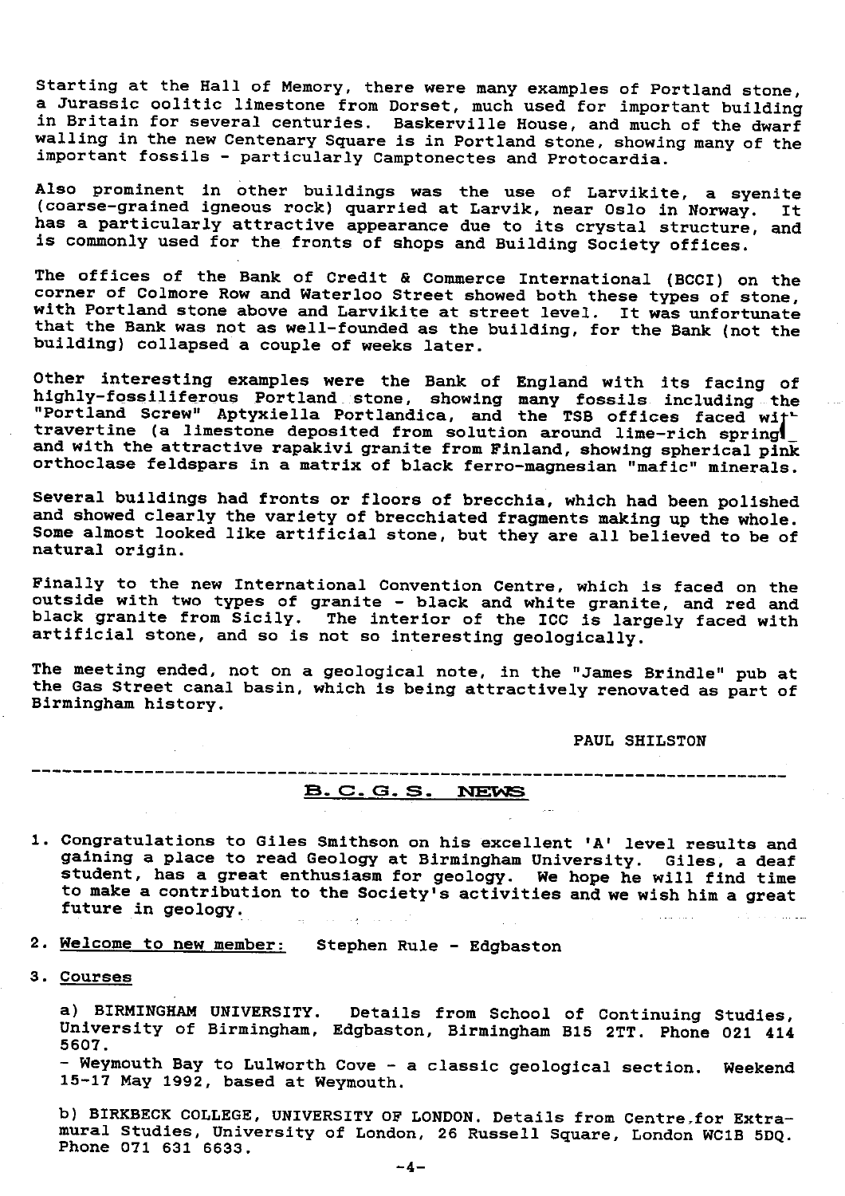Starting at the Hall of Memory, there were many examples of Portland stone, a Jurassic oolitic limestone from Dorset, much used for important building in Britain for several centuries. Baskerville House, and much of the dwarf walling in the new Centenary Square is in Portland stone, showing many of the important fossils - particularly Camptonectes and Protocardia.

Also prominent in other buildings was the use of Larvikite, a syenite (coarse-grained igneous rock) quarried at Larvik, near Oslo in Norway. It has a particularly attractive appearance due to its crystal structure, and is commonly used for the fronts of shops and Building Society offices.

The offices of the Bank of Credit & Commerce International (BCCI) on the corner of Colmore Row and Waterloo Street showed both these types of stone, with Portland stone above and Larvikite at street level. It was unfortunate that the Bank was not as well-founded as the building, for the Bank (not the building) collapsed a couple of weeks later.

Other interesting examples were the Bank of England with its facing of highly-fossiliferous Portland stone, showing many fossils including the "Portland Screw" Aptyxiella Portlandica, and the TSB offices faced with travertine (a limestone deposited from solution around lime-rich springs) and with the attractive rapakivi granite from Finland, showing spherical pink orthoclase feldspars in a matrix of black ferro-magnesian "mafic" minerals.

Several buildings had fronts or floors of brecchia, which had been polished and showed clearly the variety of brecchiated fragments making up the whole. Some almost looked like artificial stone, but they are all believed to be of natural origin.

Finally to the new International Convention Centre, which is faced on the outside with two types of granite - black and white granite, and red and black granite from Sicily. The interior of the ICC is largely faced with artificial stone, and so is not so interesting geologically.

The meeting ended, not on a geological note, in the "James Brindle" pub at the Gas Street canal basin, which is being attractively renovated as part of Birmingham history.

PAUL SHILSTON

---

## B. C. G. S. NEWS

1. Congratulations to Giles Smithson on his excellent 'A' level results and gaining a place to read Geology at Birmingham University. Giles, a deaf student, has a great enthusiasm for geology. We hope he will find time to make a contribution to the Society's activities and we wish him a great future in geology.

2. Welcome to new member: Stephen Rule - Edgbaston

3. Courses

   a) BIRMINGHAM UNIVERSITY. Details from School of Continuing Studies, University of Birmingham, Edgbaston, Birmingham B15 2TT. Phone 021 414 5607.
   - Weymouth Bay to Lulworth Cove - a classic geological section. Weekend 15-17 May 1992, based at Weymouth.

   b) BIRKBECK COLLEGE, UNIVERSITY OF LONDON. Details from Centre for Extra-mural Studies, University of London, 26 Russell Square, London WC1B 5DQ. Phone 071 631 6633.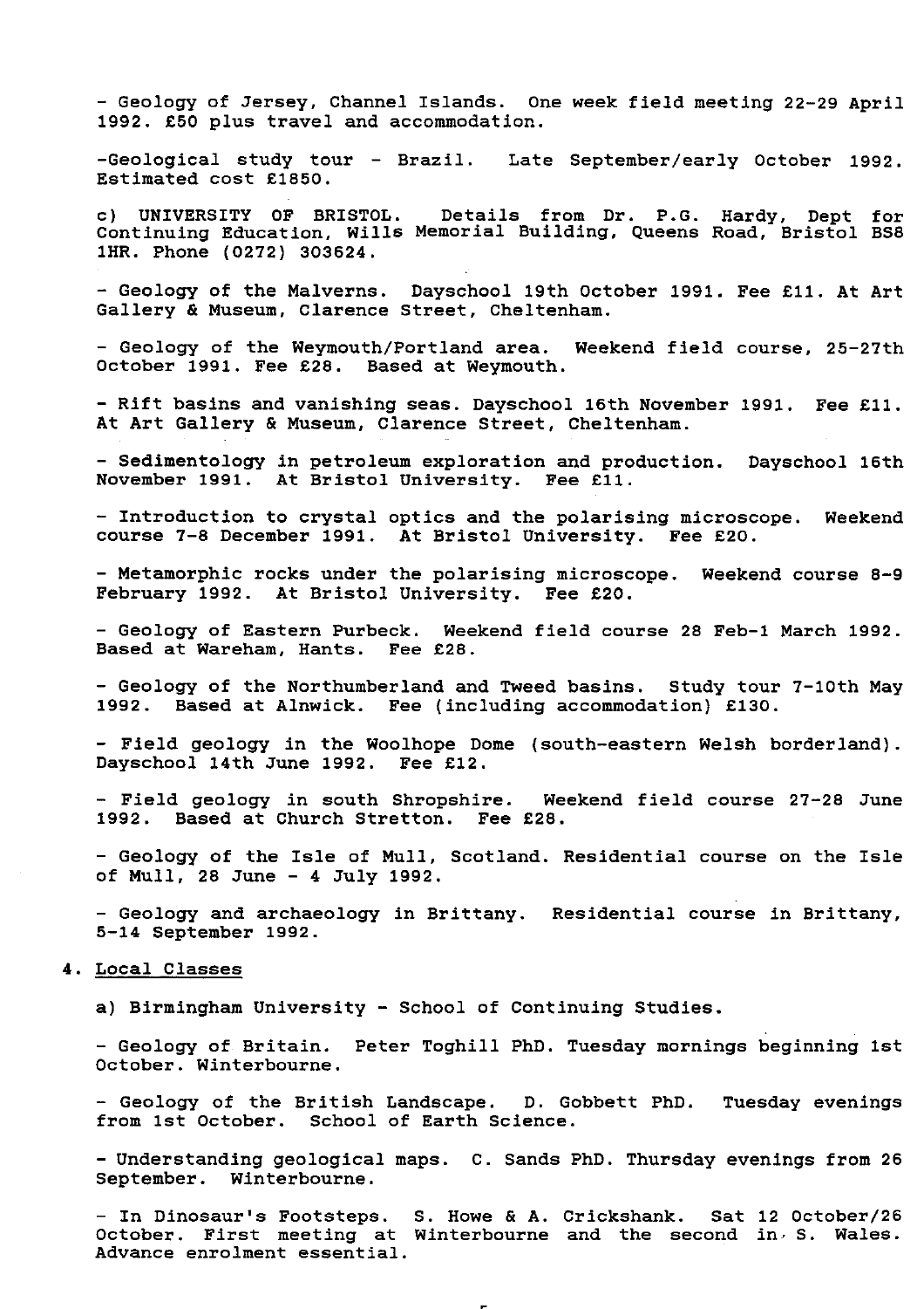- Geology of Jersey, Channel Islands. One week field meeting 22-29 April 1992. £50 plus travel and accommodation.

-Geological study tour - Brazil. Late September/early October 1992. Estimated cost £1850.

c) UNIVERSITY OF BRISTOL. Details from Dr. P.G. Hardy, Dept for Continuing Education, Wills Memorial Building, Queens Road, Bristol BS8 1HR. Phone (0272) 303624.

- Geology of the Malverns. Dayschool 19th October 1991. Fee £11. At Art Gallery & Museum, Clarence Street, Cheltenham.

- Geology of the Weymouth/Portland area. Weekend field course, 25-27th October 1991. Fee £28. Based at Weymouth.

- Rift basins and vanishing seas. Dayschool 16th November 1991. Fee £11. At Art Gallery & Museum, Clarence Street, Cheltenham.

- Sedimentology in petroleum exploration and production. Dayschool 16th November 1991. At Bristol University. Fee £11.

- Introduction to crystal optics and the polarising microscope. Weekend course 7-8 December 1991. At Bristol University. Fee £20.

- Metamorphic rocks under the polarising microscope. Weekend course 8-9 February 1992. At Bristol University. Fee £20.

- Geology of Eastern Purbeck. Weekend field course 28 Feb-1 March 1992. Based at Wareham, Hants. Fee £28.

- Geology of the Northumberland and Tweed basins. Study tour 7-10th May 1992. Based at Alnwick. Fee (including accommodation) £130.

- Field geology in the Woolhope Dome (south-eastern Welsh borderland). Dayschool 14th June 1992. Fee £12.

- Field geology in south Shropshire. Weekend field course 27-28 June 1992. Based at Church Stretton. Fee £28.

- Geology of the Isle of Mull, Scotland. Residential course on the Isle of Mull, 28 June - 4 July 1992.

- Geology and archaeology in Brittany. Residential course in Brittany, 5-14 September 1992.

4. Local Classes

a) Birmingham University - School of Continuing Studies.

- Geology of Britain. Peter Toghill PhD. Tuesday mornings beginning 1st October. Winterbourne.

- Geology of the British Landscape. D. Gobbett PhD. Tuesday evenings from 1st October. School of Earth Science.

- Understanding geological maps. C. Sands PhD. Thursday evenings from 26 September. Winterbourne.

- In Dinosaur's Footsteps. S. Howe & A. Crickshank. Sat 12 October/26 October. First meeting at Winterbourne and the second in S. Wales. Advance enrolment essential.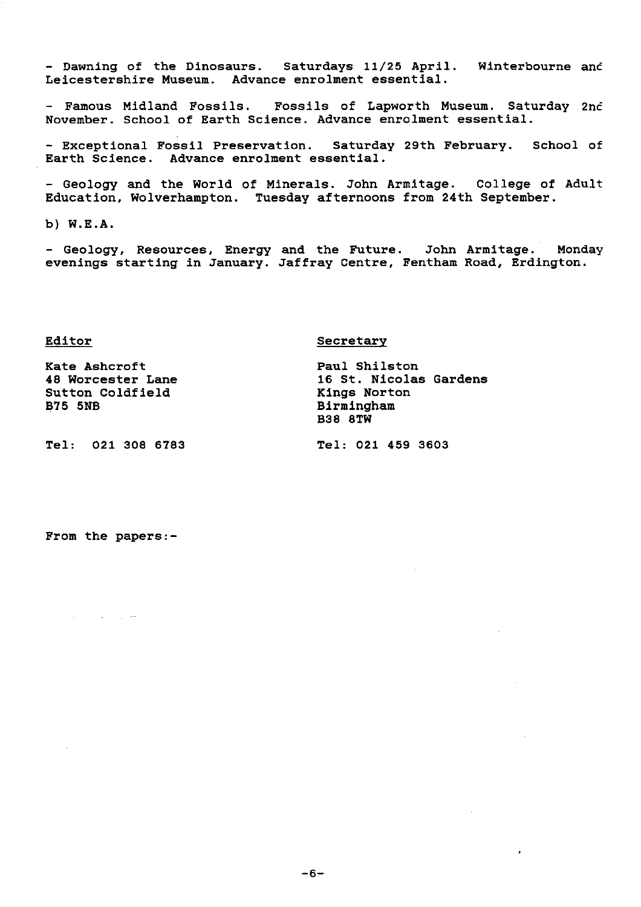- Dawning of the Dinosaurs. Saturdays 11/25 April. Winterbourne and Leicestershire Museum. Advance enrolment essential.

- Famous Midland Fossils. Fossils of Lapworth Museum. Saturday 2nd November. School of Earth Science. Advance enrolment essential.

- Exceptional Fossil Preservation. Saturday 29th February. School of Earth Science. Advance enrolment essential.

- Geology and the World of Minerals. John Armitage. College of Adult Education, Wolverhampton. Tuesday afternoons from 24th September.

b) W.E.A.

- Geology, Resources, Energy and the Future. John Armitage. Monday evenings starting in January. Jaffray Centre, Fentham Road, Erdington.

<u>Editor</u>

Kate Ashcroft
48 Worcester Lane
Sutton Coldfield
B75 5NB

Tel: 021 308 6783

<u>Secretary</u>

Paul Shilston
16 St. Nicolas Gardens
Kings Norton
Birmingham
B38 8TW

Tel: 021 459 3603

From the papers:-